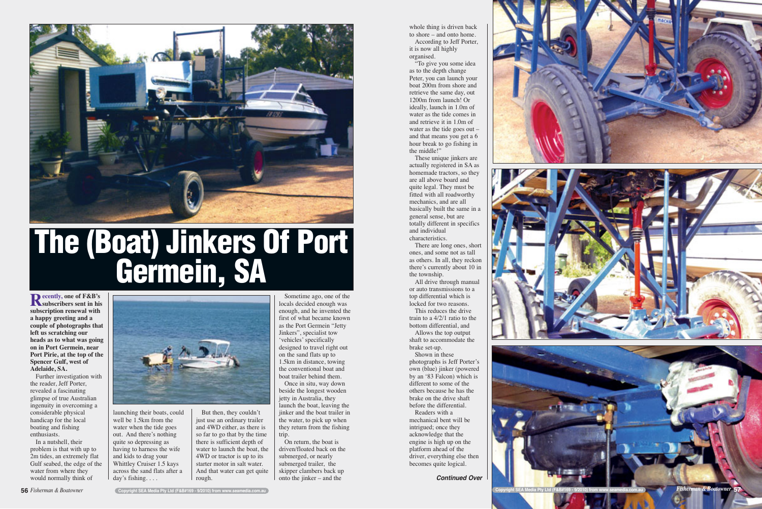# The (Boat) Jinkers Of Port Germein, SA

**Recently, one of F&B's subscribers sent in his subscription renewal with a happy greeting and a couple of photographs that left us scratching our heads as to what was going on in Port Germein, near Port Pirie, at the top of the Spencer Gulf, west of Adelaide, SA.**

Further investigation with the reader, Jeff Porter, revealed a fascinating glimpse of true Australian ingenuity in overcoming a considerable physical handicap for the local boating and fishing enthusiasts.

In a nutshell, their problem is that with up to 2m tides, an extremely flat Gulf seabed, the edge of the water from where they would normally think of launching their boats, could well be 1.5km from the water when the tide goes out. And there's nothing quite so depressing as having to harness the wife and kids to drag your Whittley Cruiser 1.5 kays across the sand flats after a day's fishing. . . .

But then, they couldn't just use an ordinary trailer and 4WD either, as there is so far to go that by the time there is sufficient depth of water to launch the boat, the 4WD or tractor is up to its starter motor in salt water. And that water can get quite rough.

Sometime ago, one of the locals decided enough was enough, and he invented the first of what became known as the Port Germein "Jetty Jinkers", specialist tow 'vehicles' specifically designed to travel right out on the sand flats up to 1.5km in distance, towing the conventional boat and boat trailer behind them.

Once in situ, way down beside the longest wooden jetty in Australia, they launch the boat, leaving the jinker and the boat trailer in the water, to pick up when they return from the fishing trip.

On return, the boat is driven/floated back on the submerged, or nearly submerged trailer, the skipper clambers back up onto the jinker – and the whole thing is driven back to shore – and onto home.

According to Jeff Porter, it is now all highly organised.

"To give you some idea as to the depth change Peter, you can launch your boat 200m from shore and retrieve the same day, out 1200m from launch! Or ideally, launch in 1.0m of water as the tide comes in and retrieve it in 1.0m of water as the tide goes out – and that means you get a 6 hour break to go fishing in the middle!"

These unique jinkers are actually registered in SA as homemade tractors, so they are all above board and quite legal. They must be fitted with all roadworthy mechanics, and are all basically built the same in a general sense, but are totally different in specifics and individual characteristics.

There are long ones, short ones, and some not as tall as others. In all, they reckon there's currently about 10 in the township.

All drive through manual or auto transmissions to a top differential which is locked for two reasons.

This reduces the drive train to a 4/2/1 ratio to the bottom differential, and

Allows the top output shaft to accommodate the brake set-up.

Shown in these photographs is Jeff Porter's own (blue) jinker (powered by an '83 Falcon) which is different to some of the others because he has the brake on the drive shaft before the differential.

Readers with a mechanical bent will be intrigued; once they acknowledge that the engine is high up on the platform ahead of the driver, everything else then becomes quite logical.

*Continued Over*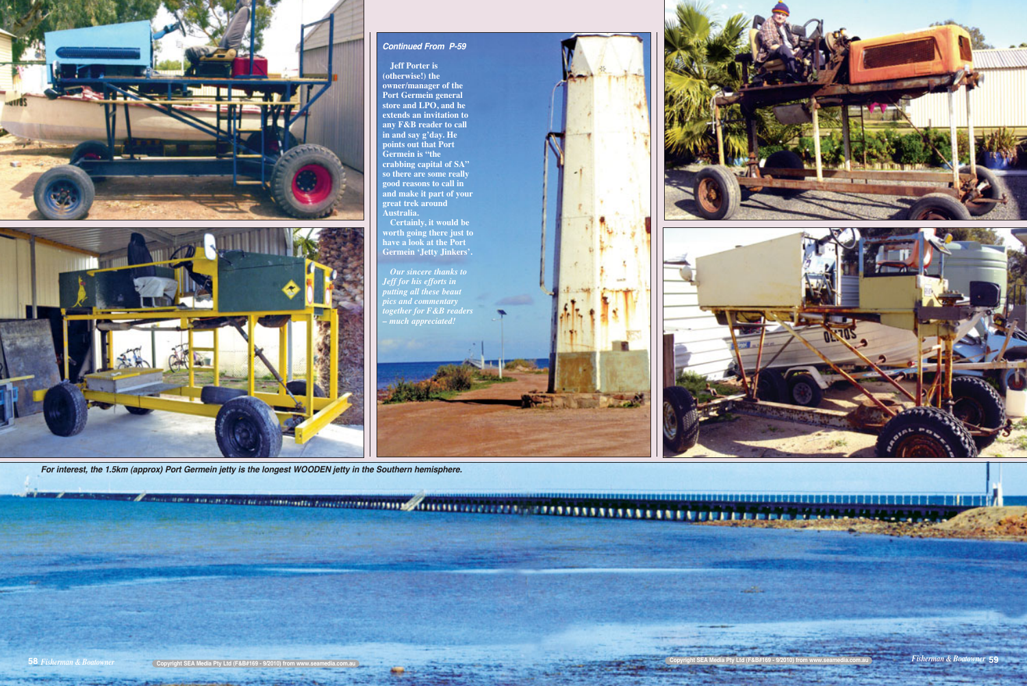*Continued From P-59*

**Jeff Porter is (otherwise!) the owner/manager of the Port Germein general store and LPO, and he extends an invitation to any F&B reader to call in and say g'day. He points out that Port Germein is "the crabbing capital of SA" so there are some really good reasons to call in and make it part of your great trek around Australia.**

**Certainly, it would be worth going there just to have a look at the Port Germein 'Jetty Jinkers'.**

***Our sincere thanks to Jeff for his efforts in putting all these beaut pics and commentary together for F&B readers – much appreciated!***

***For interest, the 1.5km (approx) Port Germein jetty is the longest WOODEN jetty in the Southern hemisphere.***

Copyright SEA Media Pty Ltd (F&B#169 - 9/2010) from www.seamedia.com.au